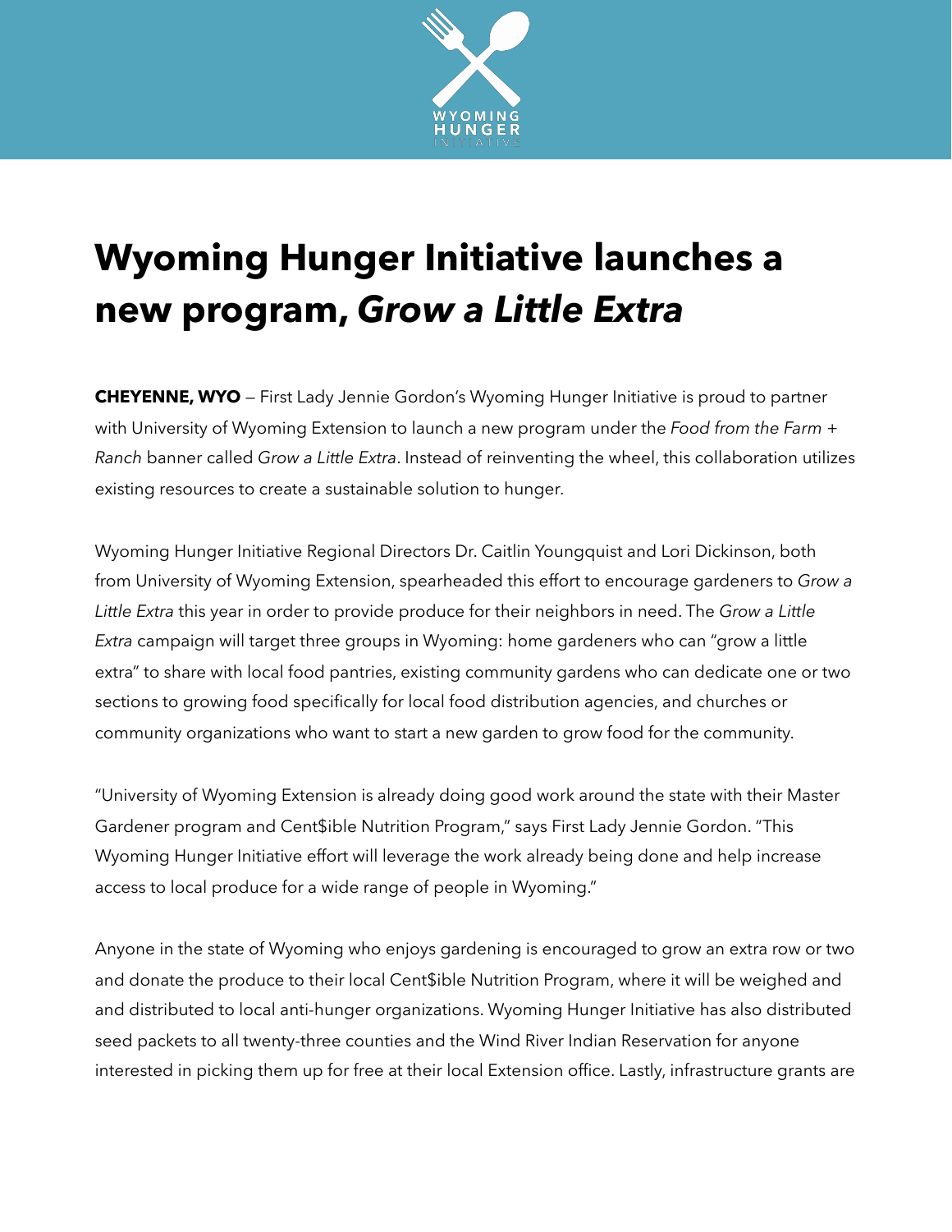# Wyoming Hunger Initiative launches a new program, *Grow a Little Extra*

**CHEYENNE, WYO** — First Lady Jennie Gordon's Wyoming Hunger Initiative is proud to partner with University of Wyoming Extension to launch a new program under the *Food from the Farm + Ranch* banner called *Grow a Little Extra*. Instead of reinventing the wheel, this collaboration utilizes existing resources to create a sustainable solution to hunger.

Wyoming Hunger Initiative Regional Directors Dr. Caitlin Youngquist and Lori Dickinson, both from University of Wyoming Extension, spearheaded this effort to encourage gardeners to *Grow a Little Extra* this year in order to provide produce for their neighbors in need. The *Grow a Little Extra* campaign will target three groups in Wyoming: home gardeners who can "grow a little extra" to share with local food pantries, existing community gardens who can dedicate one or two sections to growing food specifically for local food distribution agencies, and churches or community organizations who want to start a new garden to grow food for the community.

"University of Wyoming Extension is already doing good work around the state with their Master Gardener program and Cent$ible Nutrition Program," says First Lady Jennie Gordon. "This Wyoming Hunger Initiative effort will leverage the work already being done and help increase access to local produce for a wide range of people in Wyoming."

Anyone in the state of Wyoming who enjoys gardening is encouraged to grow an extra row or two and donate the produce to their local Cent$ible Nutrition Program, where it will be weighed and and distributed to local anti-hunger organizations. Wyoming Hunger Initiative has also distributed seed packets to all twenty-three counties and the Wind River Indian Reservation for anyone interested in picking them up for free at their local Extension office. Lastly, infrastructure grants are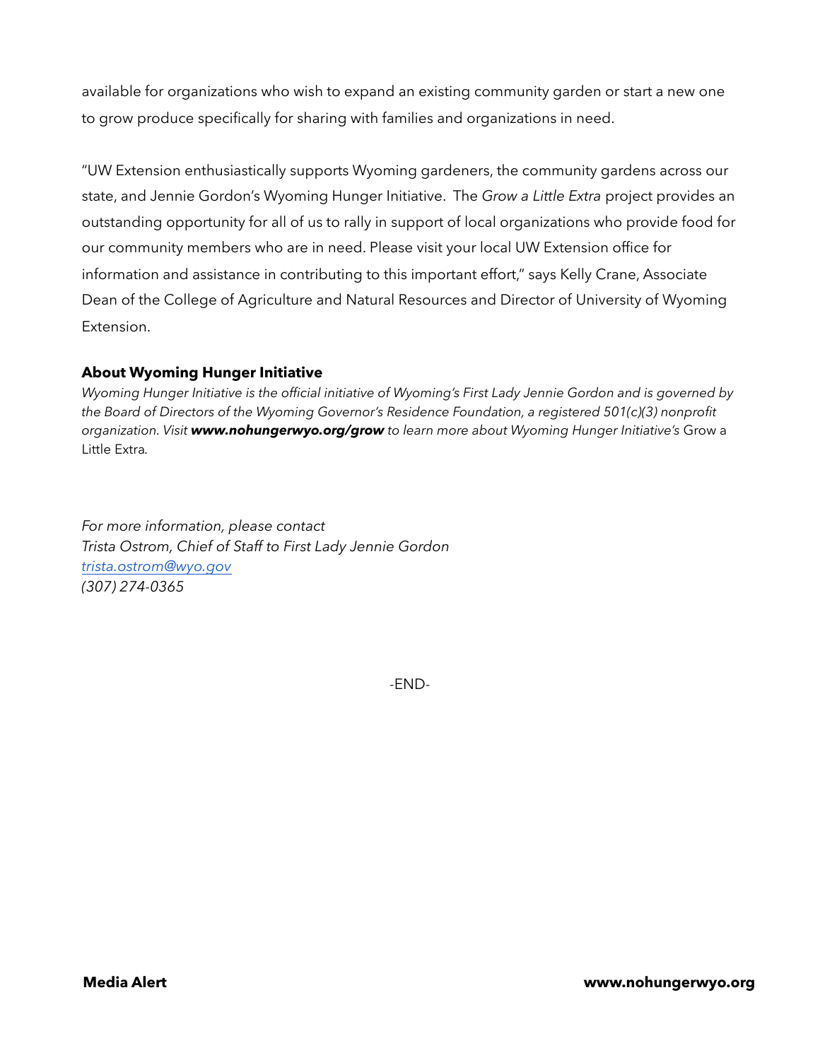available for organizations who wish to expand an existing community garden or start a new one to grow produce specifically for sharing with families and organizations in need.

"UW Extension enthusiastically supports Wyoming gardeners, the community gardens across our state, and Jennie Gordon's Wyoming Hunger Initiative. The *Grow a Little Extra* project provides an outstanding opportunity for all of us to rally in support of local organizations who provide food for our community members who are in need. Please visit your local UW Extension office for information and assistance in contributing to this important effort," says Kelly Crane, Associate Dean of the College of Agriculture and Natural Resources and Director of University of Wyoming Extension.

**About Wyoming Hunger Initiative**

*Wyoming Hunger Initiative is the official initiative of Wyoming's First Lady Jennie Gordon and is governed by the Board of Directors of the Wyoming Governor's Residence Foundation, a registered 501(c)(3) nonprofit organization. Visit* ***www.nohungerwyo.org/grow*** *to learn more about Wyoming Hunger Initiative's* Grow a Little Extra*.*

*For more information, please contact*
*Trista Ostrom, Chief of Staff to First Lady Jennie Gordon*
*trista.ostrom@wyo.gov*
*(307) 274-0365*

-END-